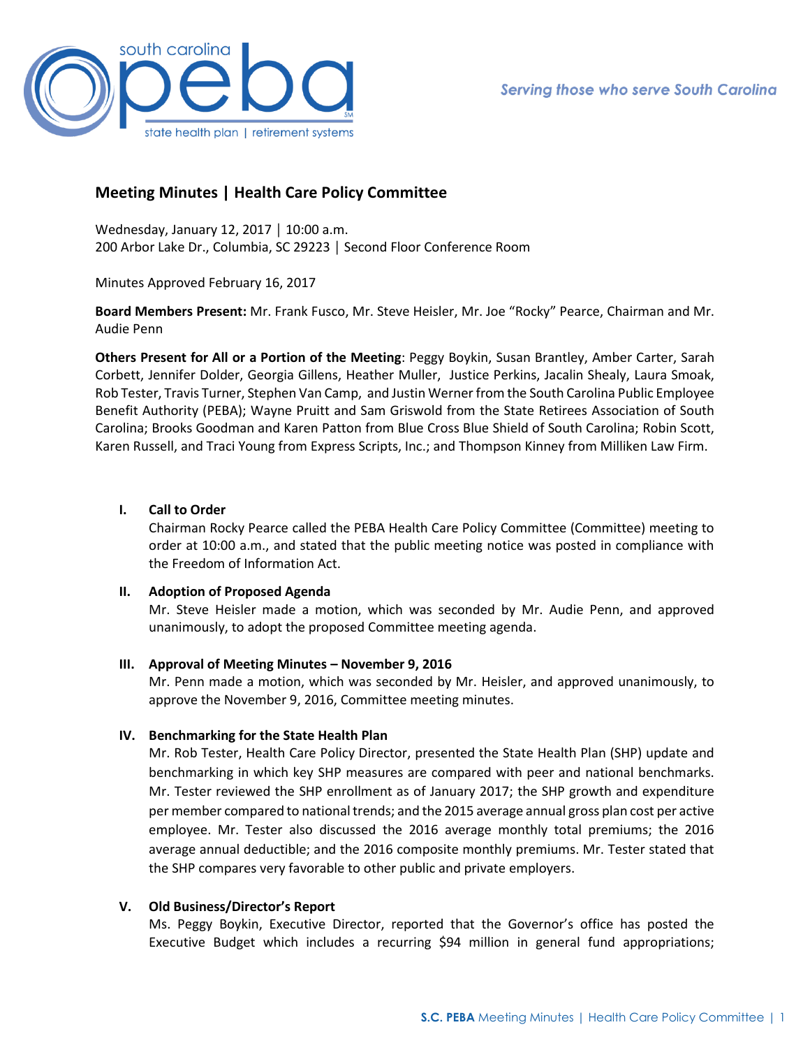# Meeting Minutes | Health Care Policy Committee

Wednesday, January 12, 2017 │ 10:00 a.m.
200 Arbor Lake Dr., Columbia, SC 29223 │ Second Floor Conference Room

Minutes Approved February 16, 2017

**Board Members Present:** Mr. Frank Fusco, Mr. Steve Heisler, Mr. Joe "Rocky" Pearce, Chairman and Mr. Audie Penn

**Others Present for All or a Portion of the Meeting**: Peggy Boykin, Susan Brantley, Amber Carter, Sarah Corbett, Jennifer Dolder, Georgia Gillens, Heather Muller, Justice Perkins, Jacalin Shealy, Laura Smoak, Rob Tester, Travis Turner, Stephen Van Camp, and Justin Werner from the South Carolina Public Employee Benefit Authority (PEBA); Wayne Pruitt and Sam Griswold from the State Retirees Association of South Carolina; Brooks Goodman and Karen Patton from Blue Cross Blue Shield of South Carolina; Robin Scott, Karen Russell, and Traci Young from Express Scripts, Inc.; and Thompson Kinney from Milliken Law Firm.

## I. Call to Order

Chairman Rocky Pearce called the PEBA Health Care Policy Committee (Committee) meeting to order at 10:00 a.m., and stated that the public meeting notice was posted in compliance with the Freedom of Information Act.

## II. Adoption of Proposed Agenda

Mr. Steve Heisler made a motion, which was seconded by Mr. Audie Penn, and approved unanimously, to adopt the proposed Committee meeting agenda.

## III. Approval of Meeting Minutes – November 9, 2016

Mr. Penn made a motion, which was seconded by Mr. Heisler, and approved unanimously, to approve the November 9, 2016, Committee meeting minutes.

## IV. Benchmarking for the State Health Plan

Mr. Rob Tester, Health Care Policy Director, presented the State Health Plan (SHP) update and benchmarking in which key SHP measures are compared with peer and national benchmarks. Mr. Tester reviewed the SHP enrollment as of January 2017; the SHP growth and expenditure per member compared to national trends; and the 2015 average annual gross plan cost per active employee. Mr. Tester also discussed the 2016 average monthly total premiums; the 2016 average annual deductible; and the 2016 composite monthly premiums. Mr. Tester stated that the SHP compares very favorable to other public and private employers.

## V. Old Business/Director's Report

Ms. Peggy Boykin, Executive Director, reported that the Governor's office has posted the Executive Budget which includes a recurring $94 million in general fund appropriations;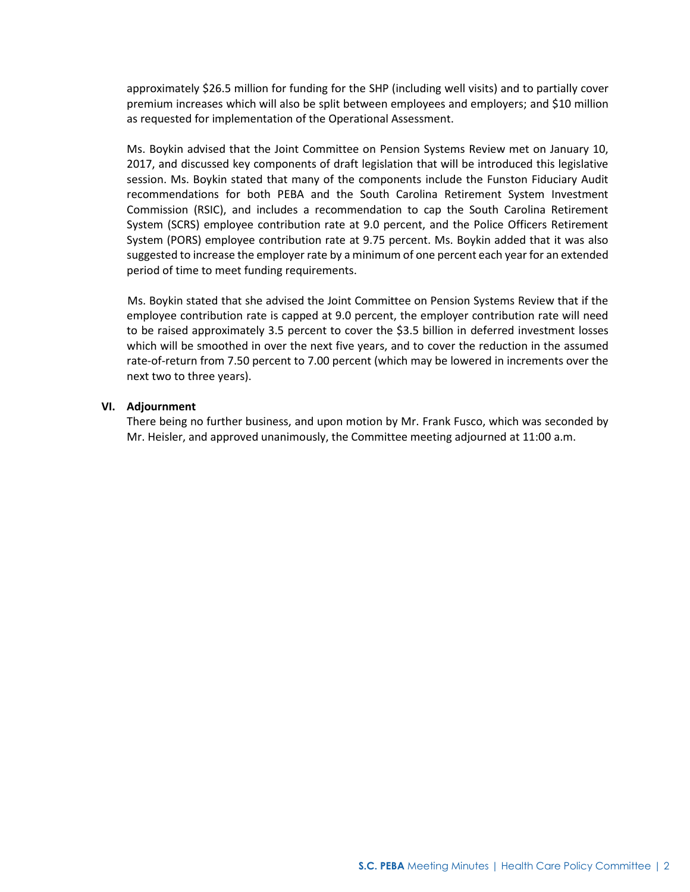approximately $26.5 million for funding for the SHP (including well visits) and to partially cover premium increases which will also be split between employees and employers; and $10 million as requested for implementation of the Operational Assessment.

Ms. Boykin advised that the Joint Committee on Pension Systems Review met on January 10, 2017, and discussed key components of draft legislation that will be introduced this legislative session. Ms. Boykin stated that many of the components include the Funston Fiduciary Audit recommendations for both PEBA and the South Carolina Retirement System Investment Commission (RSIC), and includes a recommendation to cap the South Carolina Retirement System (SCRS) employee contribution rate at 9.0 percent, and the Police Officers Retirement System (PORS) employee contribution rate at 9.75 percent. Ms. Boykin added that it was also suggested to increase the employer rate by a minimum of one percent each year for an extended period of time to meet funding requirements.

Ms. Boykin stated that she advised the Joint Committee on Pension Systems Review that if the employee contribution rate is capped at 9.0 percent, the employer contribution rate will need to be raised approximately 3.5 percent to cover the $3.5 billion in deferred investment losses which will be smoothed in over the next five years, and to cover the reduction in the assumed rate-of-return from 7.50 percent to 7.00 percent (which may be lowered in increments over the next two to three years).

## VI. Adjournment

There being no further business, and upon motion by Mr. Frank Fusco, which was seconded by Mr. Heisler, and approved unanimously, the Committee meeting adjourned at 11:00 a.m.